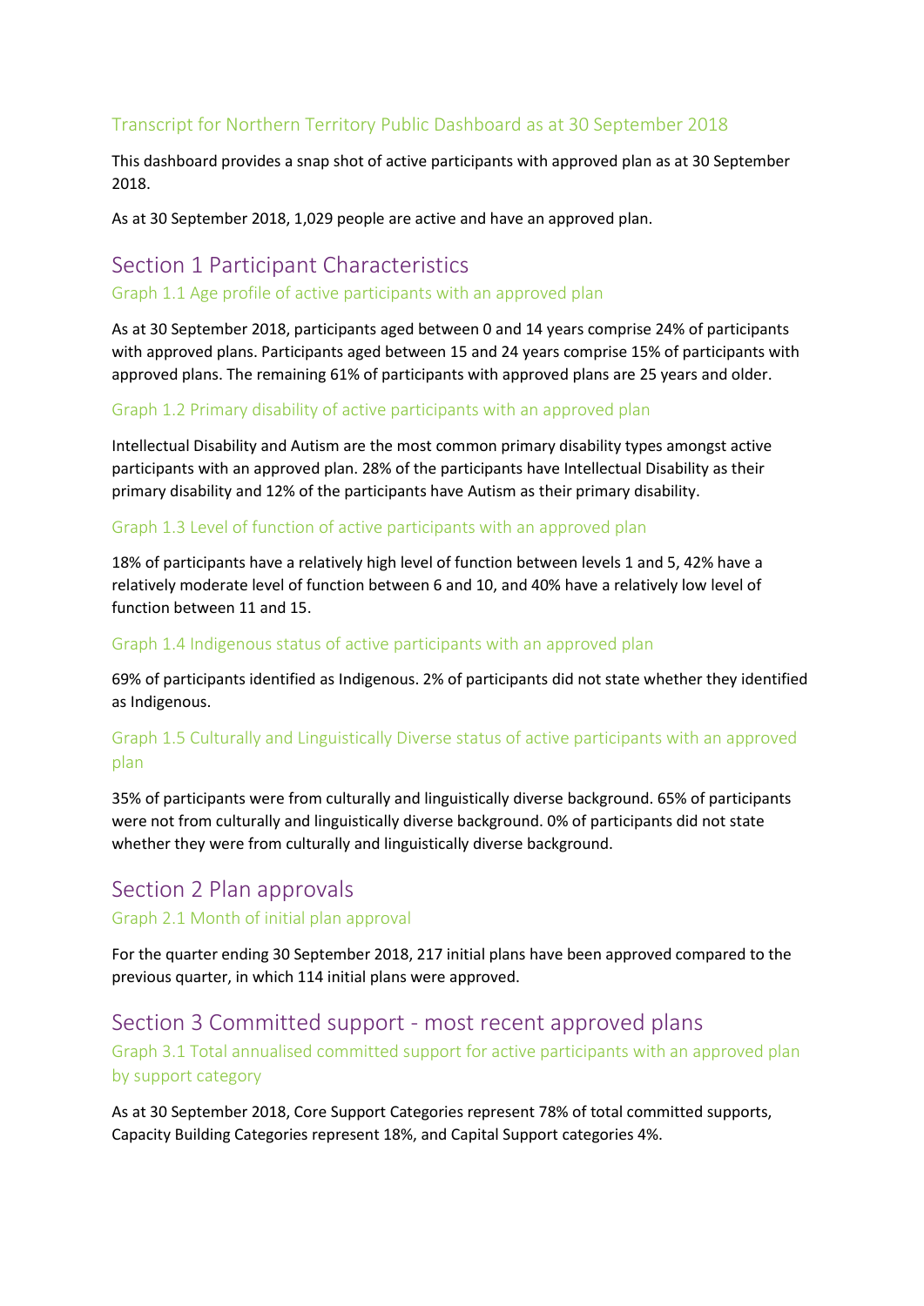# Transcript for Northern Territory Public Dashboard as at 30 September 2018

This dashboard provides a snap shot of active participants with approved plan as at 30 September 2018.

As at 30 September 2018, 1,029 people are active and have an approved plan.

## Section 1 Participant Characteristics

### Graph 1.1 Age profile of active participants with an approved plan

As at 30 September 2018, participants aged between 0 and 14 years comprise 24% of participants with approved plans. Participants aged between 15 and 24 years comprise 15% of participants with approved plans. The remaining 61% of participants with approved plans are 25 years and older.

### Graph 1.2 Primary disability of active participants with an approved plan

Intellectual Disability and Autism are the most common primary disability types amongst active participants with an approved plan. 28% of the participants have Intellectual Disability as their primary disability and 12% of the participants have Autism as their primary disability.

### Graph 1.3 Level of function of active participants with an approved plan

18% of participants have a relatively high level of function between levels 1 and 5, 42% have a relatively moderate level of function between 6 and 10, and 40% have a relatively low level of function between 11 and 15.

### Graph 1.4 Indigenous status of active participants with an approved plan

69% of participants identified as Indigenous. 2% of participants did not state whether they identified as Indigenous.

### Graph 1.5 Culturally and Linguistically Diverse status of active participants with an approved plan

35% of participants were from culturally and linguistically diverse background. 65% of participants were not from culturally and linguistically diverse background. 0% of participants did not state whether they were from culturally and linguistically diverse background.

## Section 2 Plan approvals

### Graph 2.1 Month of initial plan approval

For the quarter ending 30 September 2018, 217 initial plans have been approved compared to the previous quarter, in which 114 initial plans were approved.

## Section 3 Committed support - most recent approved plans

### Graph 3.1 Total annualised committed support for active participants with an approved plan by support category

As at 30 September 2018, Core Support Categories represent 78% of total committed supports, Capacity Building Categories represent 18%, and Capital Support categories 4%.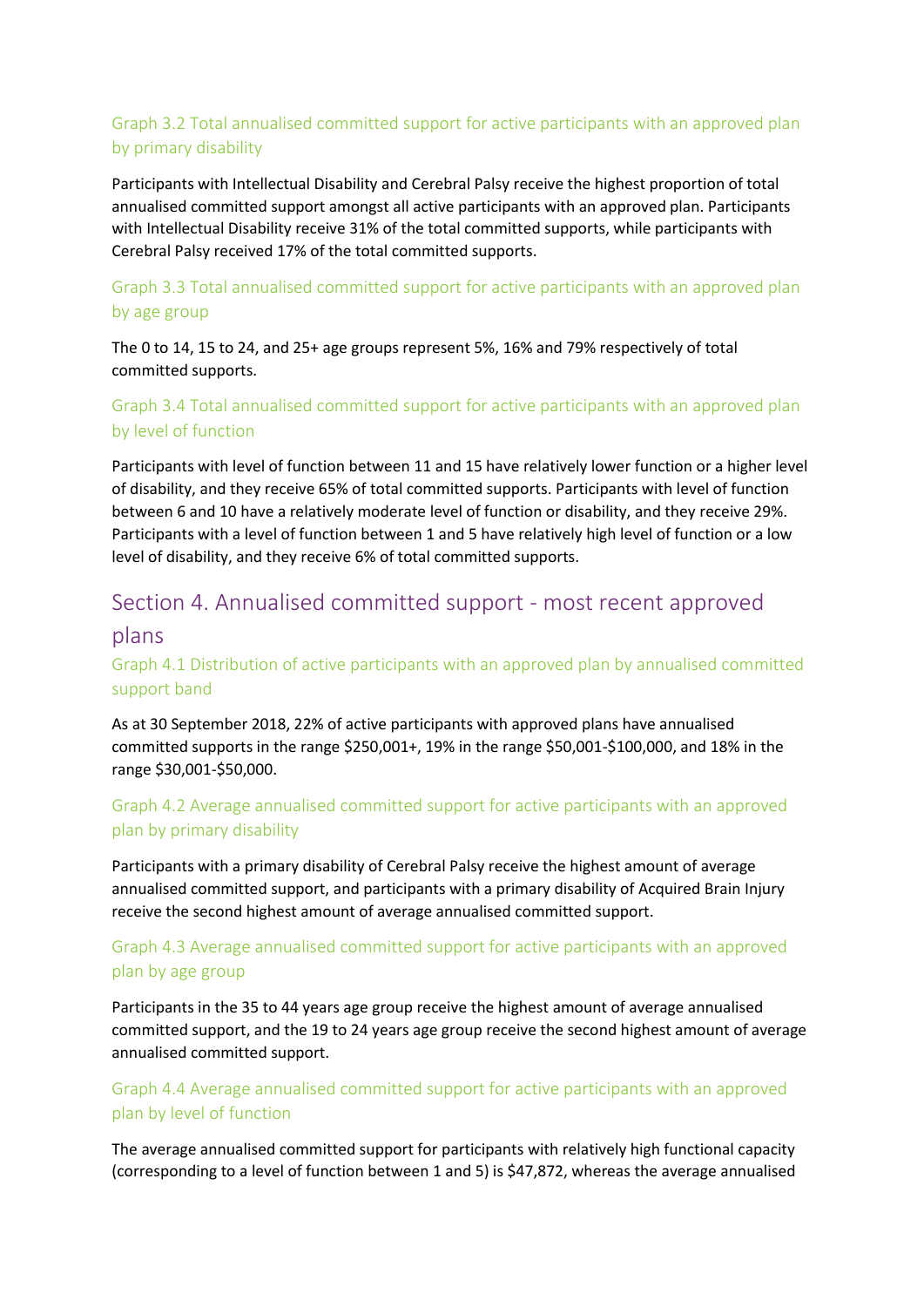### Graph 3.2 Total annualised committed support for active participants with an approved plan by primary disability

Participants with Intellectual Disability and Cerebral Palsy receive the highest proportion of total annualised committed support amongst all active participants with an approved plan. Participants with Intellectual Disability receive 31% of the total committed supports, while participants with Cerebral Palsy received 17% of the total committed supports.

### Graph 3.3 Total annualised committed support for active participants with an approved plan by age group

The 0 to 14, 15 to 24, and 25+ age groups represent 5%, 16% and 79% respectively of total committed supports.

### Graph 3.4 Total annualised committed support for active participants with an approved plan by level of function

Participants with level of function between 11 and 15 have relatively lower function or a higher level of disability, and they receive 65% of total committed supports. Participants with level of function between 6 and 10 have a relatively moderate level of function or disability, and they receive 29%. Participants with a level of function between 1 and 5 have relatively high level of function or a low level of disability, and they receive 6% of total committed supports.

## Section 4. Annualised committed support - most recent approved plans

### Graph 4.1 Distribution of active participants with an approved plan by annualised committed support band

As at 30 September 2018, 22% of active participants with approved plans have annualised committed supports in the range $250,001+, 19% in the range $50,001-$100,000, and 18% in the range $30,001-$50,000.

### Graph 4.2 Average annualised committed support for active participants with an approved plan by primary disability

Participants with a primary disability of Cerebral Palsy receive the highest amount of average annualised committed support, and participants with a primary disability of Acquired Brain Injury receive the second highest amount of average annualised committed support.

### Graph 4.3 Average annualised committed support for active participants with an approved plan by age group

Participants in the 35 to 44 years age group receive the highest amount of average annualised committed support, and the 19 to 24 years age group receive the second highest amount of average annualised committed support.

### Graph 4.4 Average annualised committed support for active participants with an approved plan by level of function

The average annualised committed support for participants with relatively high functional capacity (corresponding to a level of function between 1 and 5) is $47,872, whereas the average annualised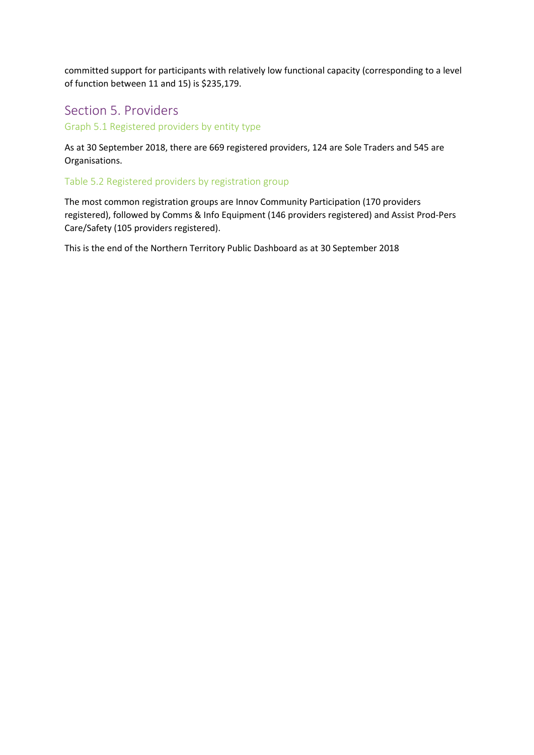committed support for participants with relatively low functional capacity (corresponding to a level of function between 11 and 15) is $235,179.

## Section 5. Providers

### Graph 5.1 Registered providers by entity type

As at 30 September 2018, there are 669 registered providers, 124 are Sole Traders and 545 are Organisations.

### Table 5.2 Registered providers by registration group

The most common registration groups are Innov Community Participation (170 providers registered), followed by Comms & Info Equipment (146 providers registered) and Assist Prod-Pers Care/Safety (105 providers registered).

This is the end of the Northern Territory Public Dashboard as at 30 September 2018